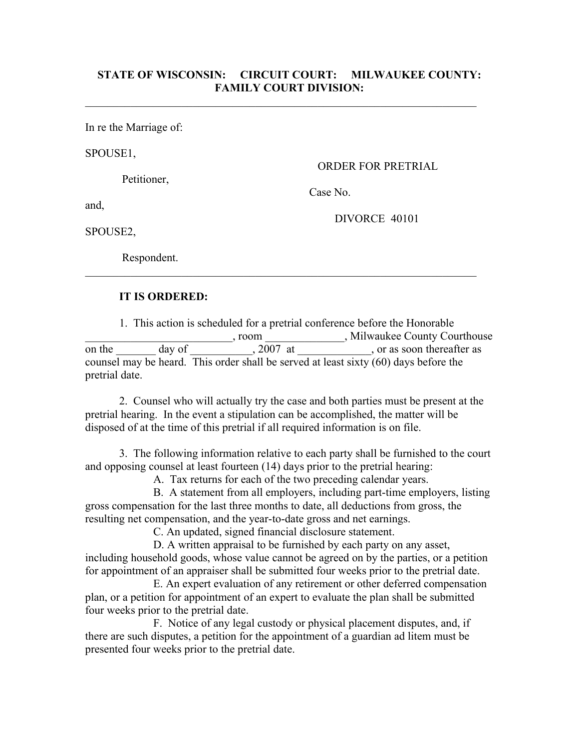**STATE OF WISCONSIN: CIRCUIT COURT: MILWAUKEE COUNTY: FAMILY COURT DIVISION:**

---

In re the Marriage of:

SPOUSE1,

Petitioner,

and,

SPOUSE2,

Respondent.

ORDER FOR PRETRIAL

Case No.

DIVORCE 40101

---

**IT IS ORDERED:**

1. This action is scheduled for a pretrial conference before the Honorable __________________________, room ______________, Milwaukee County Courthouse on the _______ day of ___________, 2007 at _____________, or as soon thereafter as counsel may be heard. This order shall be served at least sixty (60) days before the pretrial date.

2. Counsel who will actually try the case and both parties must be present at the pretrial hearing. In the event a stipulation can be accomplished, the matter will be disposed of at the time of this pretrial if all required information is on file.

3. The following information relative to each party shall be furnished to the court and opposing counsel at least fourteen (14) days prior to the pretrial hearing:

A. Tax returns for each of the two preceding calendar years.

B. A statement from all employers, including part-time employers, listing gross compensation for the last three months to date, all deductions from gross, the resulting net compensation, and the year-to-date gross and net earnings.

C. An updated, signed financial disclosure statement.

D. A written appraisal to be furnished by each party on any asset, including household goods, whose value cannot be agreed on by the parties, or a petition for appointment of an appraiser shall be submitted four weeks prior to the pretrial date.

E. An expert evaluation of any retirement or other deferred compensation plan, or a petition for appointment of an expert to evaluate the plan shall be submitted four weeks prior to the pretrial date.

F. Notice of any legal custody or physical placement disputes, and, if there are such disputes, a petition for the appointment of a guardian ad litem must be presented four weeks prior to the pretrial date.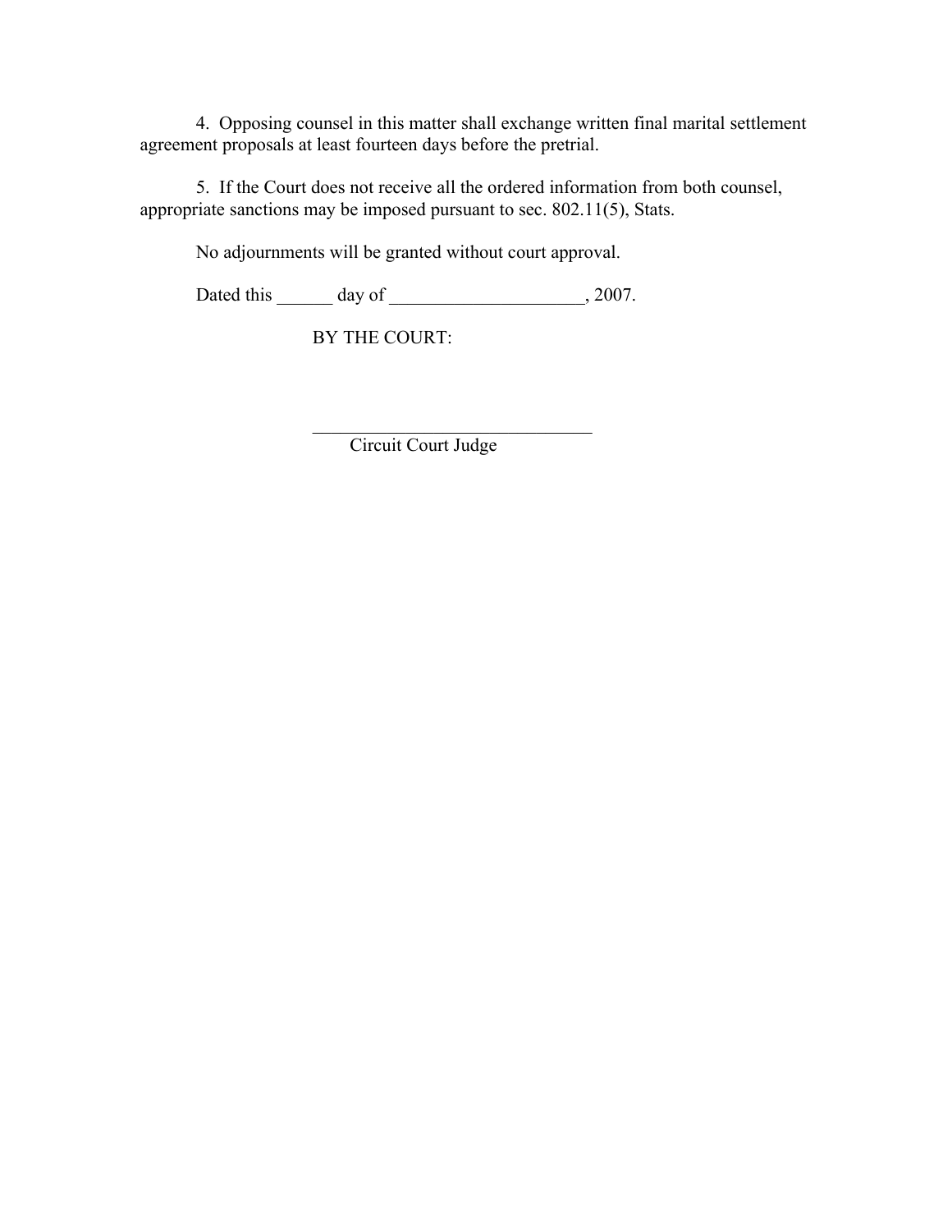4. Opposing counsel in this matter shall exchange written final marital settlement agreement proposals at least fourteen days before the pretrial.

5. If the Court does not receive all the ordered information from both counsel, appropriate sanctions may be imposed pursuant to sec. 802.11(5), Stats.

No adjournments will be granted without court approval.

Dated this ______ day of ____________________, 2007.

BY THE COURT:

______________________________
Circuit Court Judge